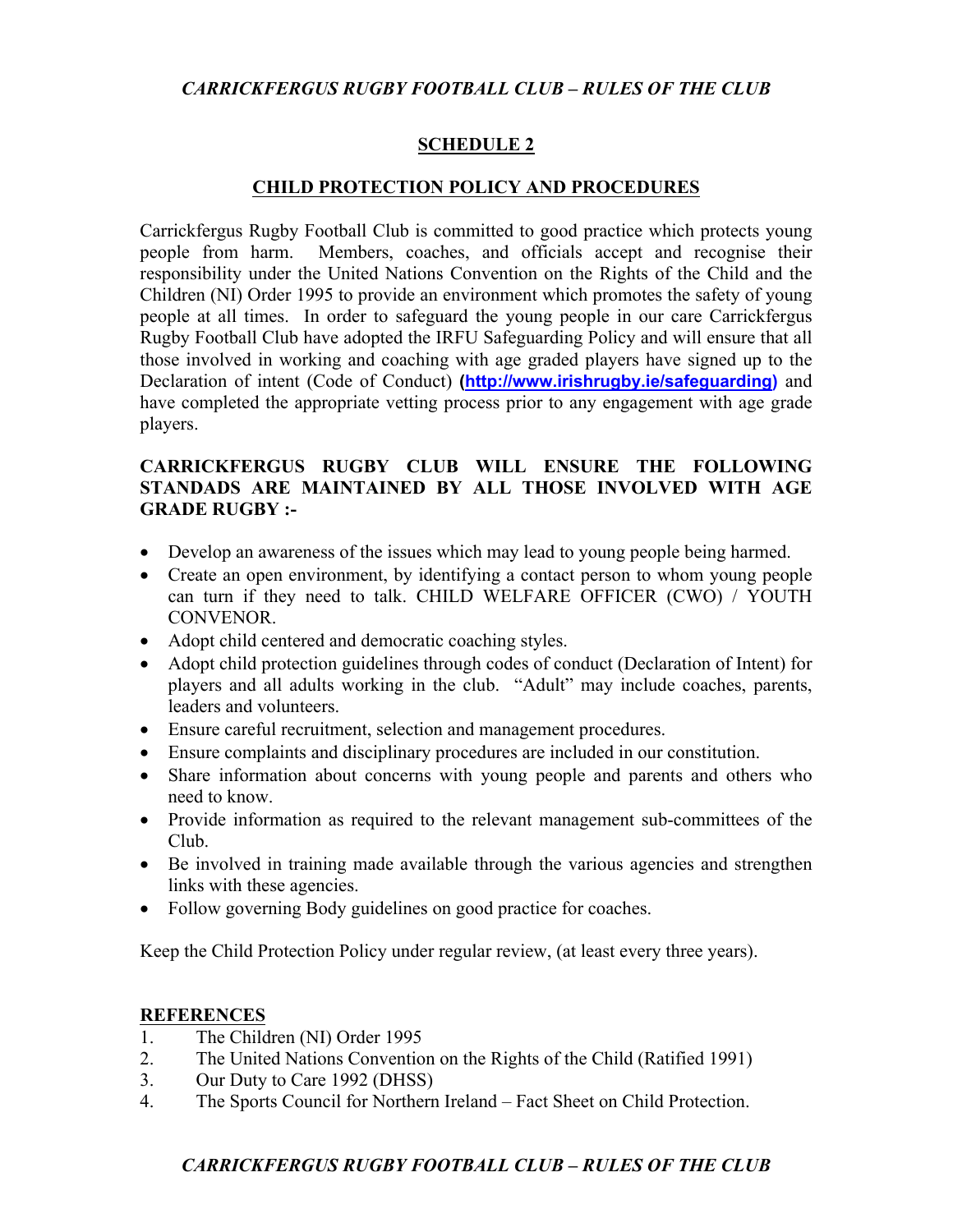## SCHEDULE 2

## CHILD PROTECTION POLICY AND PROCEDURES

Carrickfergus Rugby Football Club is committed to good practice which protects young people from harm. Members, coaches, and officials accept and recognise their responsibility under the United Nations Convention on the Rights of the Child and the Children (NI) Order 1995 to provide an environment which promotes the safety of young people at all times. In order to safeguard the young people in our care Carrickfergus Rugby Football Club have adopted the IRFU Safeguarding Policy and will ensure that all those involved in working and coaching with age graded players have signed up to the Declaration of intent (Code of Conduct) **(http://www.irishrugby.ie/safeguarding)** and have completed the appropriate vetting process prior to any engagement with age grade players.

**CARRICKFERGUS RUGBY CLUB WILL ENSURE THE FOLLOWING STANDADS ARE MAINTAINED BY ALL THOSE INVOLVED WITH AGE GRADE RUGBY :-**

- Develop an awareness of the issues which may lead to young people being harmed.
- Create an open environment, by identifying a contact person to whom young people can turn if they need to talk. CHILD WELFARE OFFICER (CWO) / YOUTH CONVENOR.
- Adopt child centered and democratic coaching styles.
- Adopt child protection guidelines through codes of conduct (Declaration of Intent) for players and all adults working in the club. "Adult" may include coaches, parents, leaders and volunteers.
- Ensure careful recruitment, selection and management procedures.
- Ensure complaints and disciplinary procedures are included in our constitution.
- Share information about concerns with young people and parents and others who need to know.
- Provide information as required to the relevant management sub-committees of the Club.
- Be involved in training made available through the various agencies and strengthen links with these agencies.
- Follow governing Body guidelines on good practice for coaches.

Keep the Child Protection Policy under regular review, (at least every three years).

**REFERENCES**

1. The Children (NI) Order 1995
2. The United Nations Convention on the Rights of the Child (Ratified 1991)
3. Our Duty to Care 1992 (DHSS)
4. The Sports Council for Northern Ireland – Fact Sheet on Child Protection.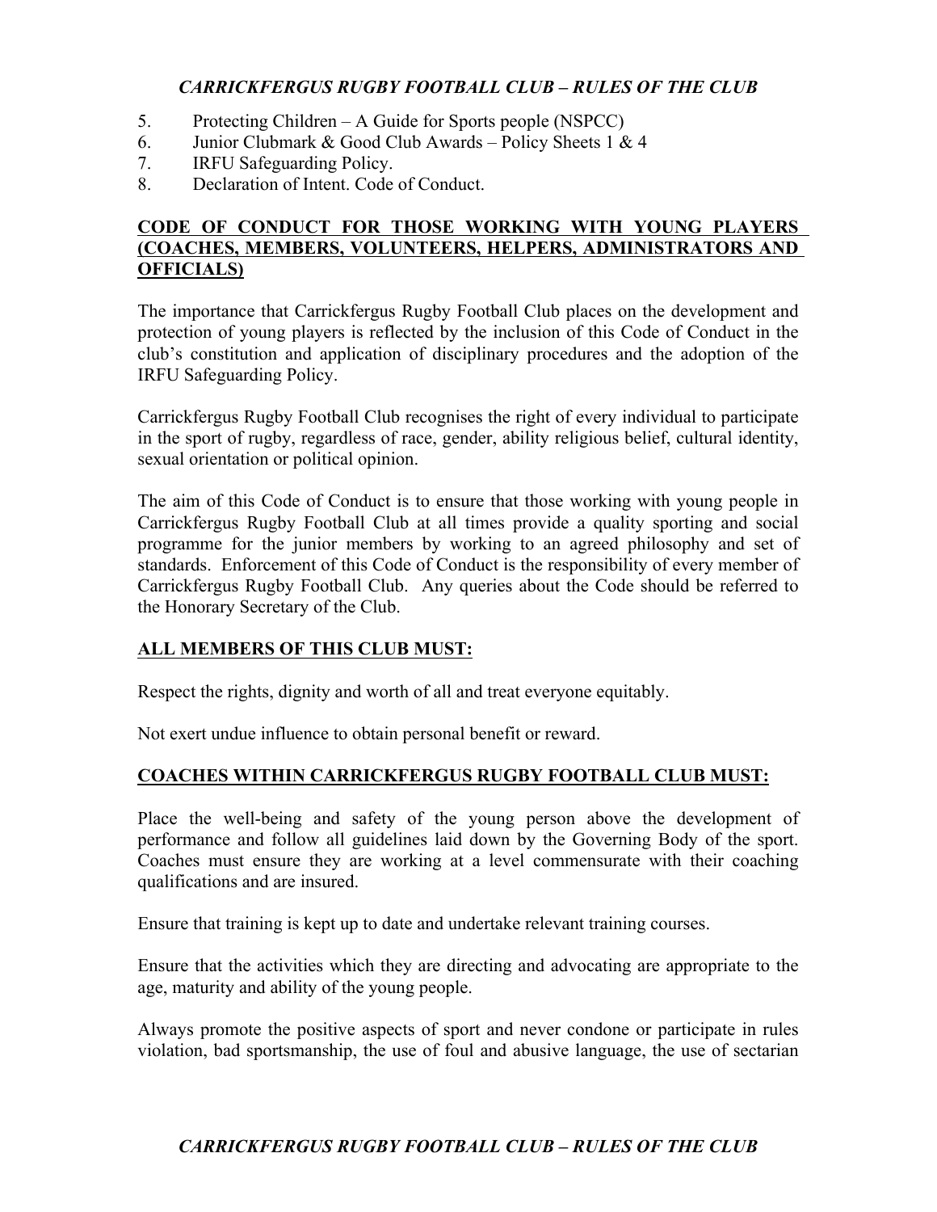5. Protecting Children – A Guide for Sports people (NSPCC)
6. Junior Clubmark & Good Club Awards – Policy Sheets 1 & 4
7. IRFU Safeguarding Policy.
8. Declaration of Intent. Code of Conduct.

## CODE OF CONDUCT FOR THOSE WORKING WITH YOUNG PLAYERS (COACHES, MEMBERS, VOLUNTEERS, HELPERS, ADMINISTRATORS AND OFFICIALS)

The importance that Carrickfergus Rugby Football Club places on the development and protection of young players is reflected by the inclusion of this Code of Conduct in the club's constitution and application of disciplinary procedures and the adoption of the IRFU Safeguarding Policy.

Carrickfergus Rugby Football Club recognises the right of every individual to participate in the sport of rugby, regardless of race, gender, ability religious belief, cultural identity, sexual orientation or political opinion.

The aim of this Code of Conduct is to ensure that those working with young people in Carrickfergus Rugby Football Club at all times provide a quality sporting and social programme for the junior members by working to an agreed philosophy and set of standards. Enforcement of this Code of Conduct is the responsibility of every member of Carrickfergus Rugby Football Club. Any queries about the Code should be referred to the Honorary Secretary of the Club.

### ALL MEMBERS OF THIS CLUB MUST:

Respect the rights, dignity and worth of all and treat everyone equitably.

Not exert undue influence to obtain personal benefit or reward.

### COACHES WITHIN CARRICKFERGUS RUGBY FOOTBALL CLUB MUST:

Place the well-being and safety of the young person above the development of performance and follow all guidelines laid down by the Governing Body of the sport. Coaches must ensure they are working at a level commensurate with their coaching qualifications and are insured.

Ensure that training is kept up to date and undertake relevant training courses.

Ensure that the activities which they are directing and advocating are appropriate to the age, maturity and ability of the young people.

Always promote the positive aspects of sport and never condone or participate in rules violation, bad sportsmanship, the use of foul and abusive language, the use of sectarian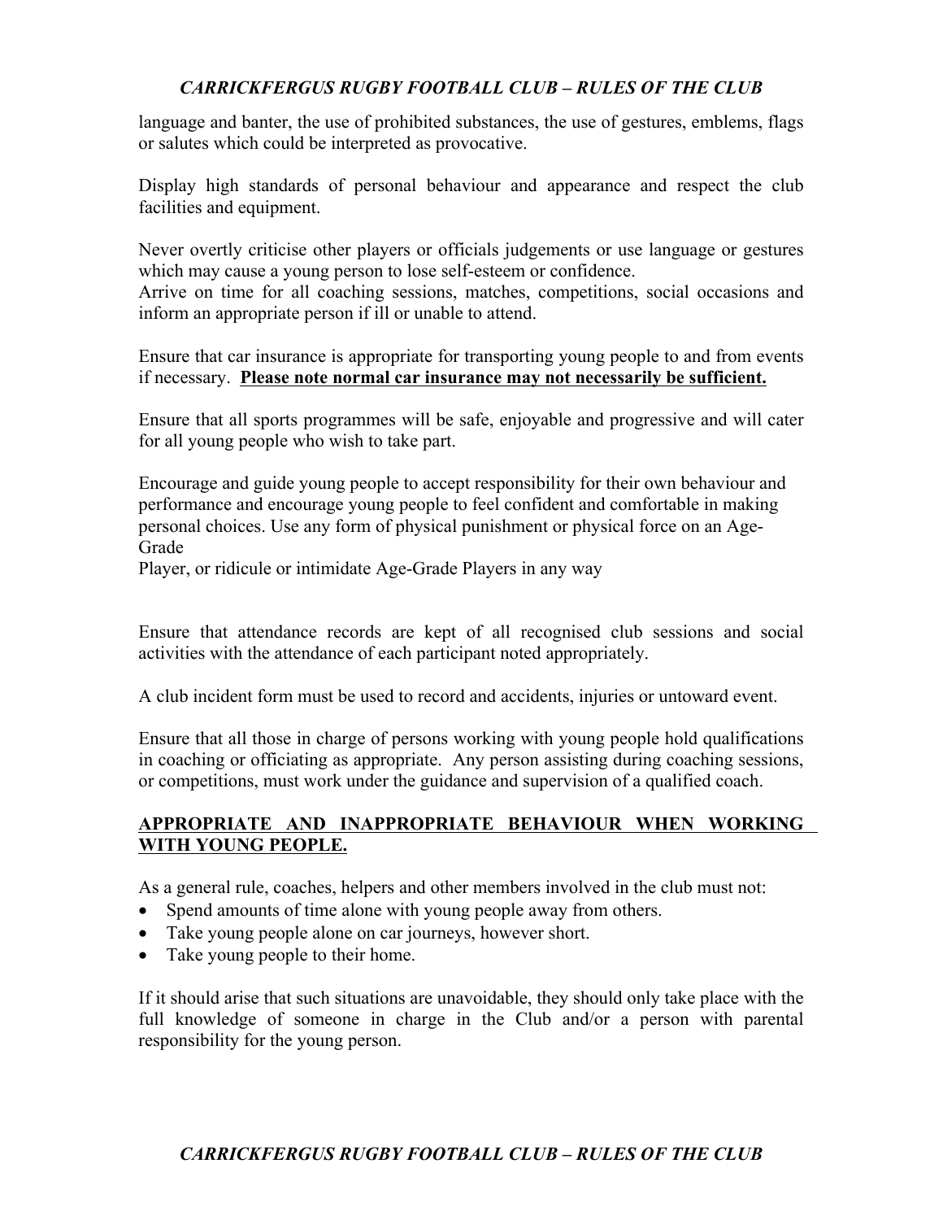language and banter, the use of prohibited substances, the use of gestures, emblems, flags or salutes which could be interpreted as provocative.

Display high standards of personal behaviour and appearance and respect the club facilities and equipment.

Never overtly criticise other players or officials judgements or use language or gestures which may cause a young person to lose self-esteem or confidence.
Arrive on time for all coaching sessions, matches, competitions, social occasions and inform an appropriate person if ill or unable to attend.

Ensure that car insurance is appropriate for transporting young people to and from events if necessary. **Please note normal car insurance may not necessarily be sufficient.**

Ensure that all sports programmes will be safe, enjoyable and progressive and will cater for all young people who wish to take part.

Encourage and guide young people to accept responsibility for their own behaviour and performance and encourage young people to feel confident and comfortable in making personal choices. Use any form of physical punishment or physical force on an Age-Grade
Player, or ridicule or intimidate Age-Grade Players in any way

Ensure that attendance records are kept of all recognised club sessions and social activities with the attendance of each participant noted appropriately.

A club incident form must be used to record and accidents, injuries or untoward event.

Ensure that all those in charge of persons working with young people hold qualifications in coaching or officiating as appropriate. Any person assisting during coaching sessions, or competitions, must work under the guidance and supervision of a qualified coach.

## APPROPRIATE AND INAPPROPRIATE BEHAVIOUR WHEN WORKING WITH YOUNG PEOPLE.

As a general rule, coaches, helpers and other members involved in the club must not:

- Spend amounts of time alone with young people away from others.
- Take young people alone on car journeys, however short.
- Take young people to their home.

If it should arise that such situations are unavoidable, they should only take place with the full knowledge of someone in charge in the Club and/or a person with parental responsibility for the young person.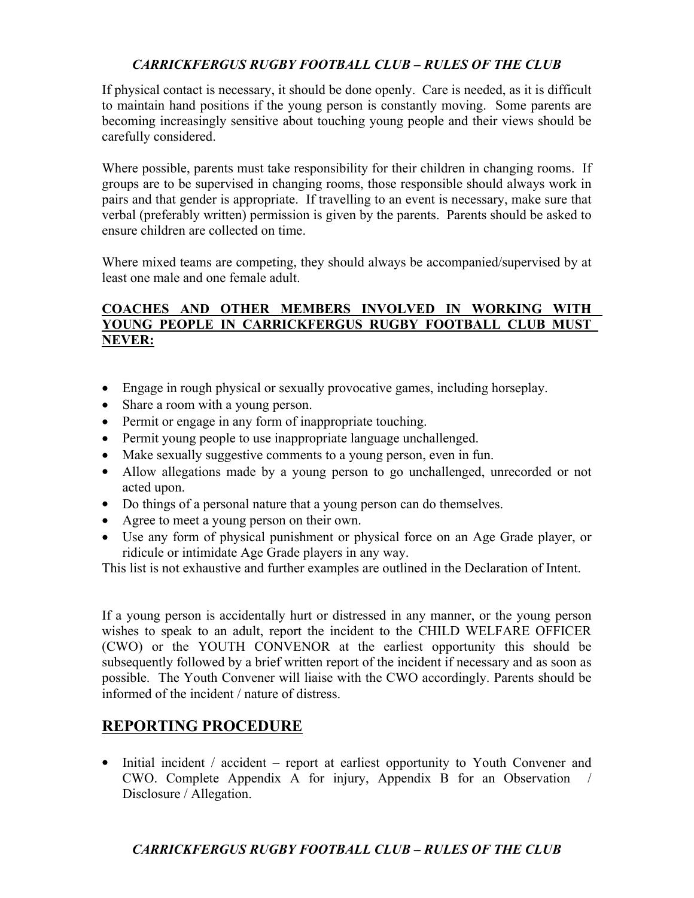If physical contact is necessary, it should be done openly. Care is needed, as it is difficult to maintain hand positions if the young person is constantly moving. Some parents are becoming increasingly sensitive about touching young people and their views should be carefully considered.

Where possible, parents must take responsibility for their children in changing rooms. If groups are to be supervised in changing rooms, those responsible should always work in pairs and that gender is appropriate. If travelling to an event is necessary, make sure that verbal (preferably written) permission is given by the parents. Parents should be asked to ensure children are collected on time.

Where mixed teams are competing, they should always be accompanied/supervised by at least one male and one female adult.

**COACHES AND OTHER MEMBERS INVOLVED IN WORKING WITH YOUNG PEOPLE IN CARRICKFERGUS RUGBY FOOTBALL CLUB MUST NEVER:**

- Engage in rough physical or sexually provocative games, including horseplay.
- Share a room with a young person.
- Permit or engage in any form of inappropriate touching.
- Permit young people to use inappropriate language unchallenged.
- Make sexually suggestive comments to a young person, even in fun.
- Allow allegations made by a young person to go unchallenged, unrecorded or not acted upon.
- Do things of a personal nature that a young person can do themselves.
- Agree to meet a young person on their own.
- Use any form of physical punishment or physical force on an Age Grade player, or ridicule or intimidate Age Grade players in any way.

This list is not exhaustive and further examples are outlined in the Declaration of Intent.

If a young person is accidentally hurt or distressed in any manner, or the young person wishes to speak to an adult, report the incident to the CHILD WELFARE OFFICER (CWO) or the YOUTH CONVENOR at the earliest opportunity this should be subsequently followed by a brief written report of the incident if necessary and as soon as possible. The Youth Convener will liaise with the CWO accordingly. Parents should be informed of the incident / nature of distress.

## REPORTING PROCEDURE

- Initial incident / accident – report at earliest opportunity to Youth Convener and CWO. Complete Appendix A for injury, Appendix B for an Observation / Disclosure / Allegation.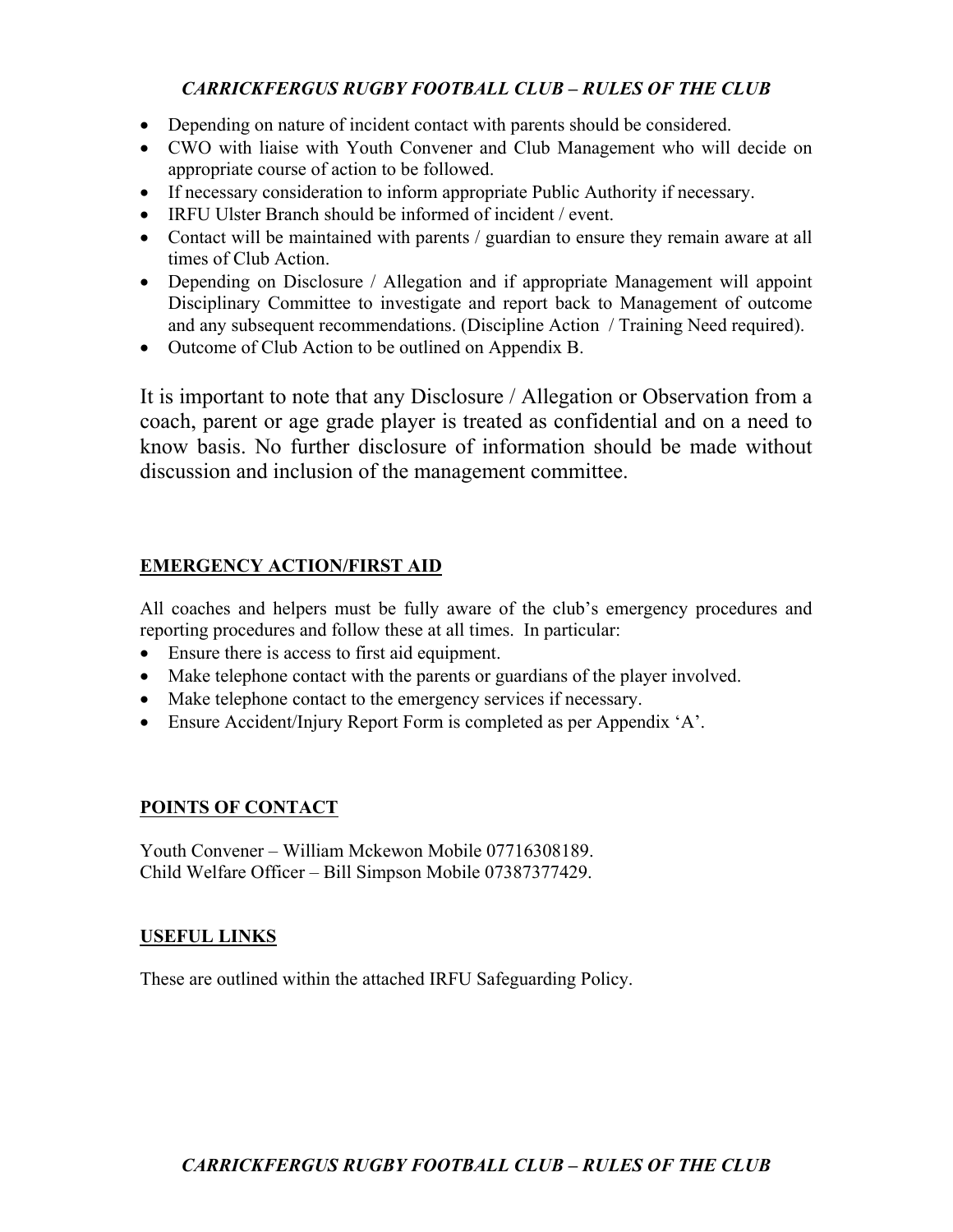- Depending on nature of incident contact with parents should be considered.
- CWO with liaise with Youth Convener and Club Management who will decide on appropriate course of action to be followed.
- If necessary consideration to inform appropriate Public Authority if necessary.
- IRFU Ulster Branch should be informed of incident / event.
- Contact will be maintained with parents / guardian to ensure they remain aware at all times of Club Action.
- Depending on Disclosure / Allegation and if appropriate Management will appoint Disciplinary Committee to investigate and report back to Management of outcome and any subsequent recommendations. (Discipline Action / Training Need required).
- Outcome of Club Action to be outlined on Appendix B.

It is important to note that any Disclosure / Allegation or Observation from a coach, parent or age grade player is treated as confidential and on a need to know basis. No further disclosure of information should be made without discussion and inclusion of the management committee.

## EMERGENCY ACTION/FIRST AID

All coaches and helpers must be fully aware of the club's emergency procedures and reporting procedures and follow these at all times. In particular:

- Ensure there is access to first aid equipment.
- Make telephone contact with the parents or guardians of the player involved.
- Make telephone contact to the emergency services if necessary.
- Ensure Accident/Injury Report Form is completed as per Appendix 'A'.

## POINTS OF CONTACT

Youth Convener – William Mckewon Mobile 07716308189.
Child Welfare Officer – Bill Simpson Mobile 07387377429.

## USEFUL LINKS

These are outlined within the attached IRFU Safeguarding Policy.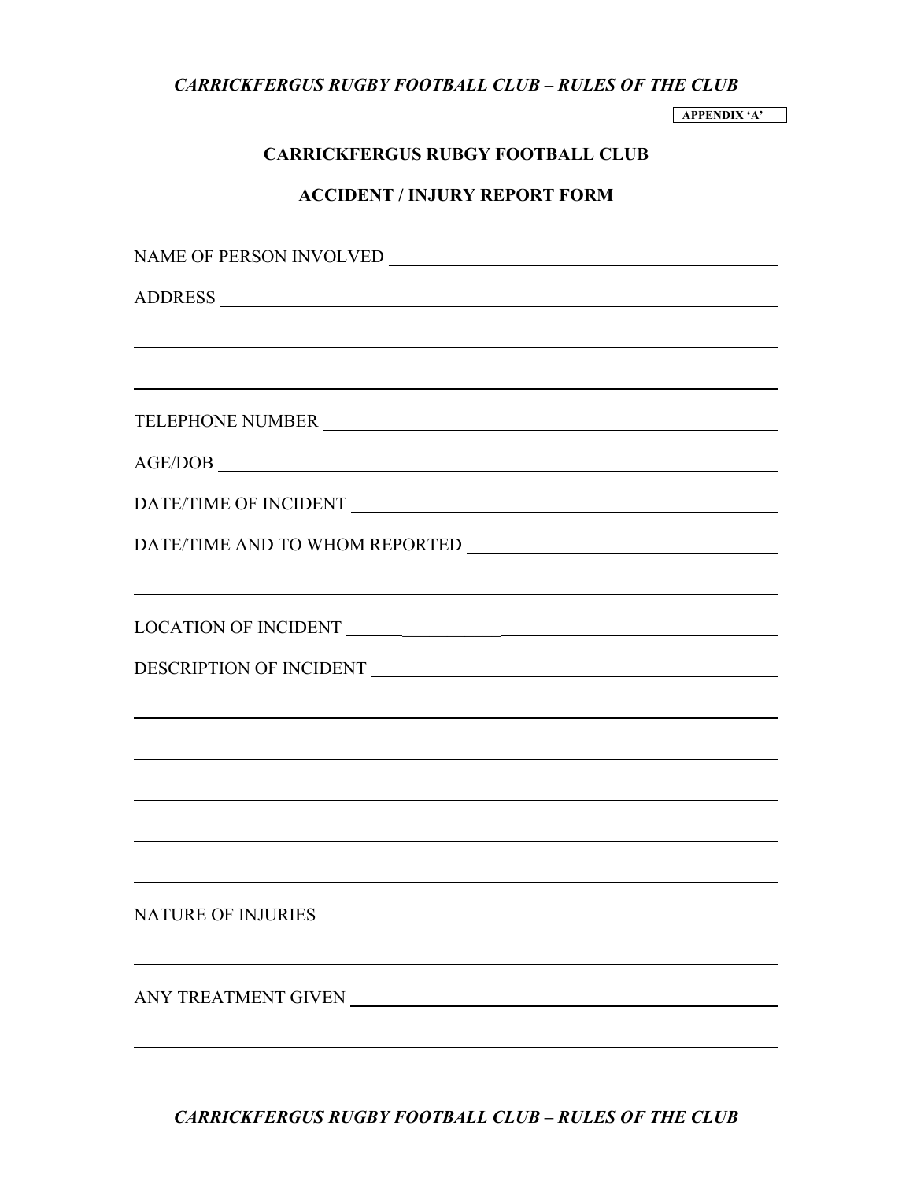APPENDIX 'A'

## CARRICKFERGUS RUBGY FOOTBALL CLUB

## ACCIDENT / INJURY REPORT FORM

NAME OF PERSON INVOLVED ______________________________

ADDRESS ______________________________

______________________________

______________________________

TELEPHONE NUMBER ______________________________

AGE/DOB ______________________________

DATE/TIME OF INCIDENT ______________________________

DATE/TIME AND TO WHOM REPORTED ______________________________

______________________________

LOCATION OF INCIDENT ______________________________

DESCRIPTION OF INCIDENT ______________________________

______________________________

______________________________

______________________________

______________________________

______________________________

NATURE OF INJURIES ______________________________

______________________________

ANY TREATMENT GIVEN ______________________________

______________________________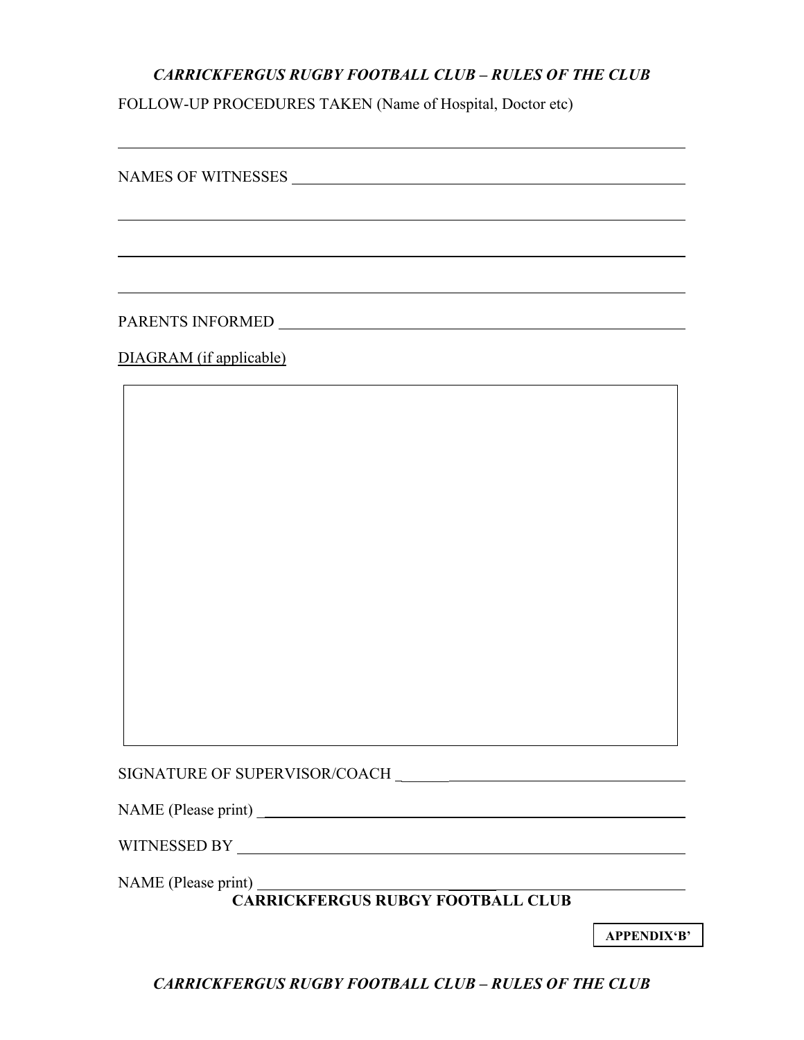FOLLOW-UP PROCEDURES TAKEN (Name of Hospital, Doctor etc)

\_\_\_\_\_\_\_\_\_\_\_\_\_\_\_\_\_\_\_\_\_\_\_\_\_\_\_\_\_\_\_\_\_\_\_\_\_\_\_\_\_\_\_\_\_\_\_\_\_\_\_\_\_\_\_\_\_\_\_\_

NAMES OF WITNESSES \_\_\_\_\_\_\_\_\_\_\_\_\_\_\_\_\_\_\_\_\_\_\_\_\_\_\_\_\_\_\_\_\_\_\_\_\_\_\_\_\_\_

\_\_\_\_\_\_\_\_\_\_\_\_\_\_\_\_\_\_\_\_\_\_\_\_\_\_\_\_\_\_\_\_\_\_\_\_\_\_\_\_\_\_\_\_\_\_\_\_\_\_\_\_\_\_\_\_\_\_\_\_

\_\_\_\_\_\_\_\_\_\_\_\_\_\_\_\_\_\_\_\_\_\_\_\_\_\_\_\_\_\_\_\_\_\_\_\_\_\_\_\_\_\_\_\_\_\_\_\_\_\_\_\_\_\_\_\_\_\_\_\_

\_\_\_\_\_\_\_\_\_\_\_\_\_\_\_\_\_\_\_\_\_\_\_\_\_\_\_\_\_\_\_\_\_\_\_\_\_\_\_\_\_\_\_\_\_\_\_\_\_\_\_\_\_\_\_\_\_\_\_\_

PARENTS INFORMED \_\_\_\_\_\_\_\_\_\_\_\_\_\_\_\_\_\_\_\_\_\_\_\_\_\_\_\_\_\_\_\_\_\_\_\_\_\_\_\_\_\_\_\_

<u>DIAGRAM (if applicable)</u>

SIGNATURE OF SUPERVISOR/COACH \_\_\_\_\_\_\_\_\_\_\_\_\_\_\_\_\_\_\_\_\_\_\_\_\_\_\_\_\_\_\_\_

NAME (Please print) \_\_\_\_\_\_\_\_\_\_\_\_\_\_\_\_\_\_\_\_\_\_\_\_\_\_\_\_\_\_\_\_\_\_\_\_\_\_\_\_\_\_\_\_\_\_\_

WITNESSED BY \_\_\_\_\_\_\_\_\_\_\_\_\_\_\_\_\_\_\_\_\_\_\_\_\_\_\_\_\_\_\_\_\_\_\_\_\_\_\_\_\_\_\_\_\_\_\_\_\_\_

NAME (Please print) \_\_\_\_\_\_\_\_\_\_\_\_\_\_\_\_\_\_\_\_\_\_\_\_\_\_\_\_\_\_\_\_\_\_\_\_\_\_\_\_\_\_\_\_\_\_\_

**CARRICKFERGUS RUBGY FOOTBALL CLUB**

**APPENDIX'B'**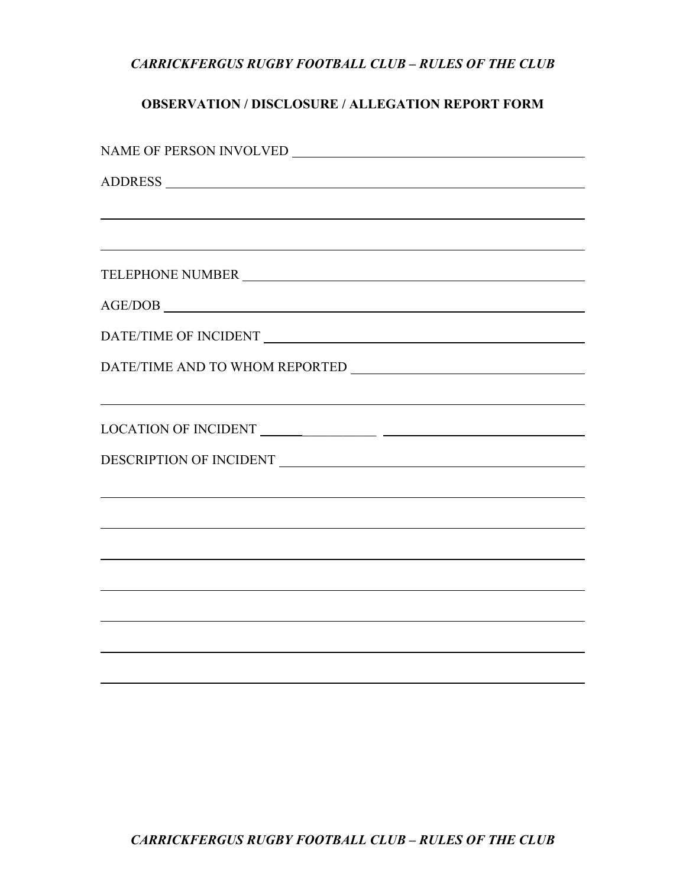## OBSERVATION / DISCLOSURE / ALLEGATION REPORT FORM

NAME OF PERSON INVOLVED ______________________________________________

ADDRESS ______________________________________________________________

______________________________________________________________________

______________________________________________________________________

TELEPHONE NUMBER _____________________________________________________

AGE/DOB ______________________________________________________________

DATE/TIME OF INCIDENT ________________________________________________

DATE/TIME AND TO WHOM REPORTED _______________________________________

______________________________________________________________________

LOCATION OF INCIDENT _________________ ______________________________

DESCRIPTION OF INCIDENT ______________________________________________

______________________________________________________________________

______________________________________________________________________

______________________________________________________________________

______________________________________________________________________

______________________________________________________________________

______________________________________________________________________

______________________________________________________________________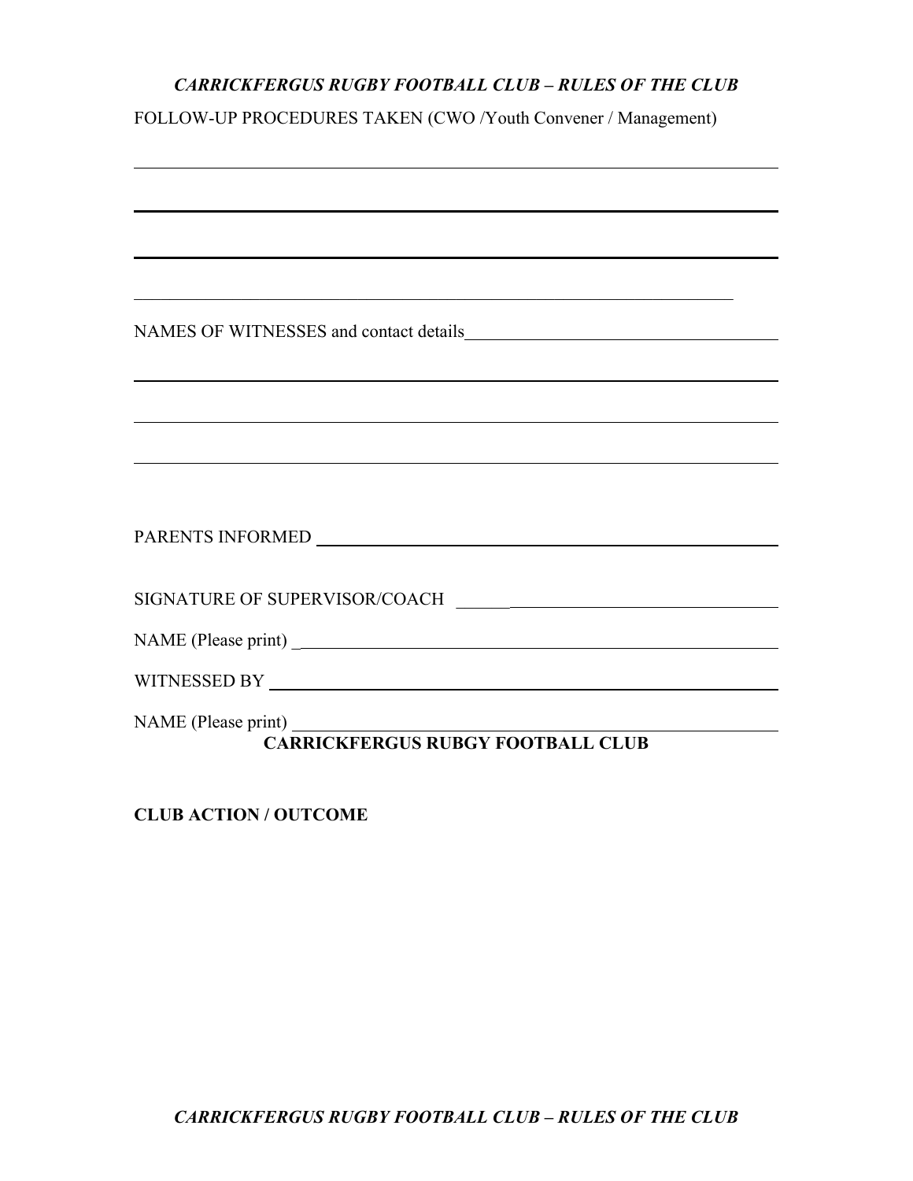FOLLOW-UP PROCEDURES TAKEN (CWO /Youth Convener / Management)

_______________________________________________________________________

_______________________________________________________________________

_______________________________________________________________________

_______________________________________________________________________

NAMES OF WITNESSES and contact details________________________________

_______________________________________________________________________

_______________________________________________________________________

_______________________________________________________________________

PARENTS INFORMED ____________________________________________

SIGNATURE OF SUPERVISOR/COACH ______________________________

NAME (Please print) _____________________________________________

WITNESSED BY _________________________________________________

NAME (Please print) _____________________________________________

**CARRICKFERGUS RUBGY FOOTBALL CLUB**

**CLUB ACTION / OUTCOME**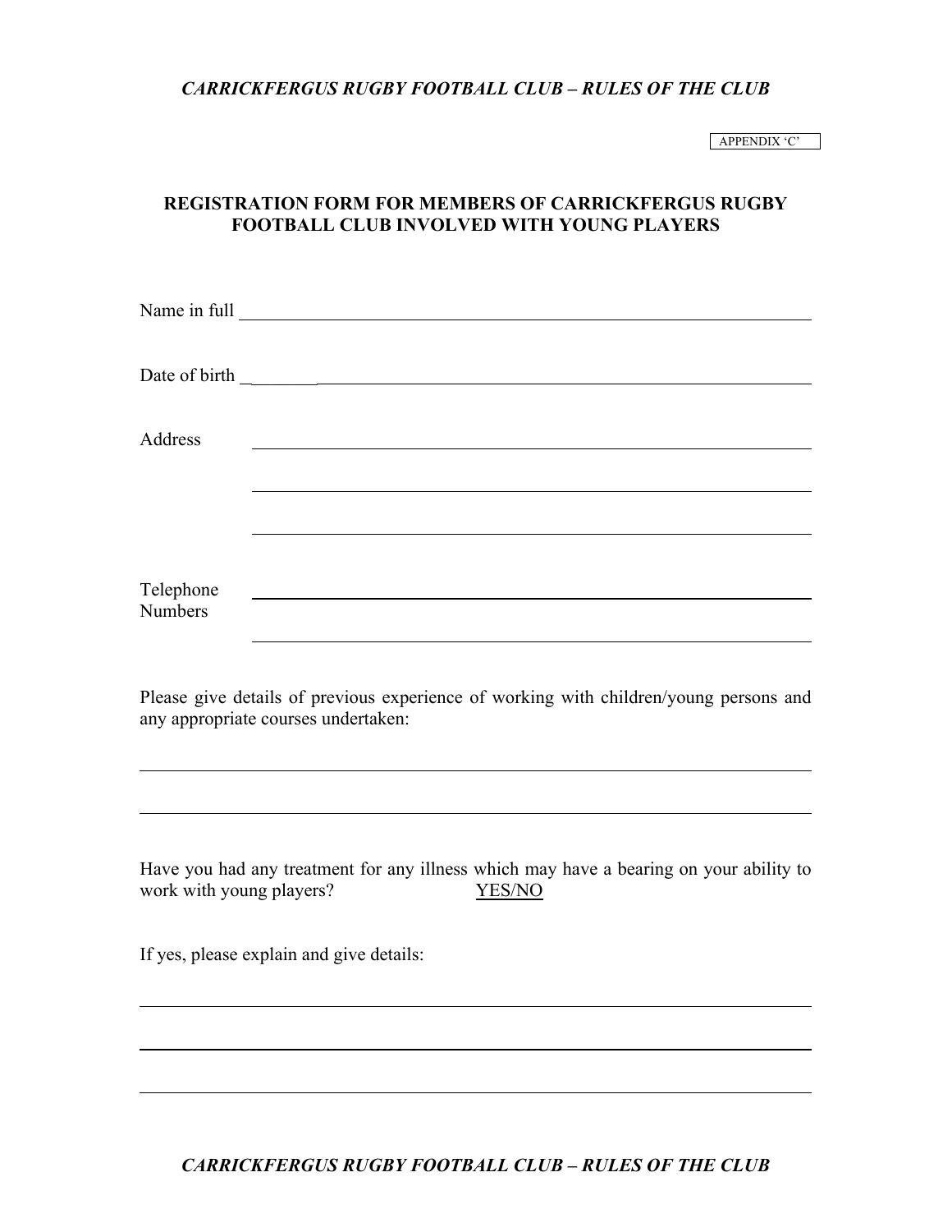APPENDIX ‘C’

## REGISTRATION FORM FOR MEMBERS OF CARRICKFERGUS RUGBY FOOTBALL CLUB INVOLVED WITH YOUNG PLAYERS

Name in full ____________________________________________

Date of birth ____________________________________________

Address ____________________________________________

____________________________________________

____________________________________________

Telephone Numbers ____________________________________________

____________________________________________

Please give details of previous experience of working with children/young persons and any appropriate courses undertaken:

____________________________________________

____________________________________________

Have you had any treatment for any illness which may have a bearing on your ability to work with young players? YES/NO

If yes, please explain and give details:

____________________________________________

____________________________________________

____________________________________________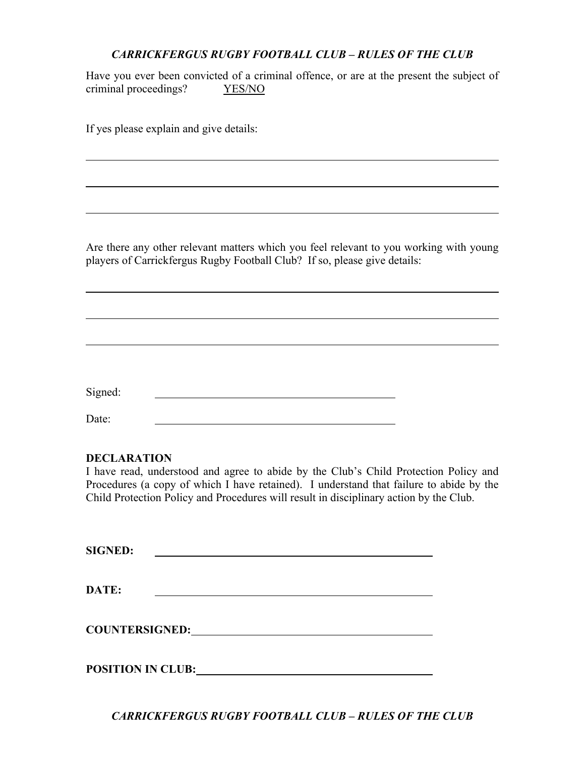Have you ever been convicted of a criminal offence, or are at the present the subject of criminal proceedings? YES/NO

If yes please explain and give details:

\_\_\_\_\_\_\_\_\_\_\_\_\_\_\_\_\_\_\_\_\_\_\_\_\_\_\_\_\_\_\_\_\_\_\_\_\_\_\_\_\_\_\_\_\_\_\_\_\_\_\_\_\_\_\_\_\_\_\_\_

\_\_\_\_\_\_\_\_\_\_\_\_\_\_\_\_\_\_\_\_\_\_\_\_\_\_\_\_\_\_\_\_\_\_\_\_\_\_\_\_\_\_\_\_\_\_\_\_\_\_\_\_\_\_\_\_\_\_\_\_

\_\_\_\_\_\_\_\_\_\_\_\_\_\_\_\_\_\_\_\_\_\_\_\_\_\_\_\_\_\_\_\_\_\_\_\_\_\_\_\_\_\_\_\_\_\_\_\_\_\_\_\_\_\_\_\_\_\_\_\_

Are there any other relevant matters which you feel relevant to you working with young players of Carrickfergus Rugby Football Club? If so, please give details:

\_\_\_\_\_\_\_\_\_\_\_\_\_\_\_\_\_\_\_\_\_\_\_\_\_\_\_\_\_\_\_\_\_\_\_\_\_\_\_\_\_\_\_\_\_\_\_\_\_\_\_\_\_\_\_\_\_\_\_\_

\_\_\_\_\_\_\_\_\_\_\_\_\_\_\_\_\_\_\_\_\_\_\_\_\_\_\_\_\_\_\_\_\_\_\_\_\_\_\_\_\_\_\_\_\_\_\_\_\_\_\_\_\_\_\_\_\_\_\_\_

\_\_\_\_\_\_\_\_\_\_\_\_\_\_\_\_\_\_\_\_\_\_\_\_\_\_\_\_\_\_\_\_\_\_\_\_\_\_\_\_\_\_\_\_\_\_\_\_\_\_\_\_\_\_\_\_\_\_\_\_

Signed: \_\_\_\_\_\_\_\_\_\_\_\_\_\_\_\_\_\_\_\_\_\_\_\_\_\_\_\_\_\_\_\_\_\_\_\_

Date: \_\_\_\_\_\_\_\_\_\_\_\_\_\_\_\_\_\_\_\_\_\_\_\_\_\_\_\_\_\_\_\_\_\_\_\_

**DECLARATION**

I have read, understood and agree to abide by the Club's Child Protection Policy and Procedures (a copy of which I have retained). I understand that failure to abide by the Child Protection Policy and Procedures will result in disciplinary action by the Club.

**SIGNED:** \_\_\_\_\_\_\_\_\_\_\_\_\_\_\_\_\_\_\_\_\_\_\_\_\_\_\_\_\_\_\_\_\_\_\_\_\_\_\_\_

**DATE:** \_\_\_\_\_\_\_\_\_\_\_\_\_\_\_\_\_\_\_\_\_\_\_\_\_\_\_\_\_\_\_\_\_\_\_\_\_\_\_\_

**COUNTERSIGNED:** \_\_\_\_\_\_\_\_\_\_\_\_\_\_\_\_\_\_\_\_\_\_\_\_\_\_\_\_\_\_\_\_\_\_

**POSITION IN CLUB:** \_\_\_\_\_\_\_\_\_\_\_\_\_\_\_\_\_\_\_\_\_\_\_\_\_\_\_\_\_\_\_\_\_\_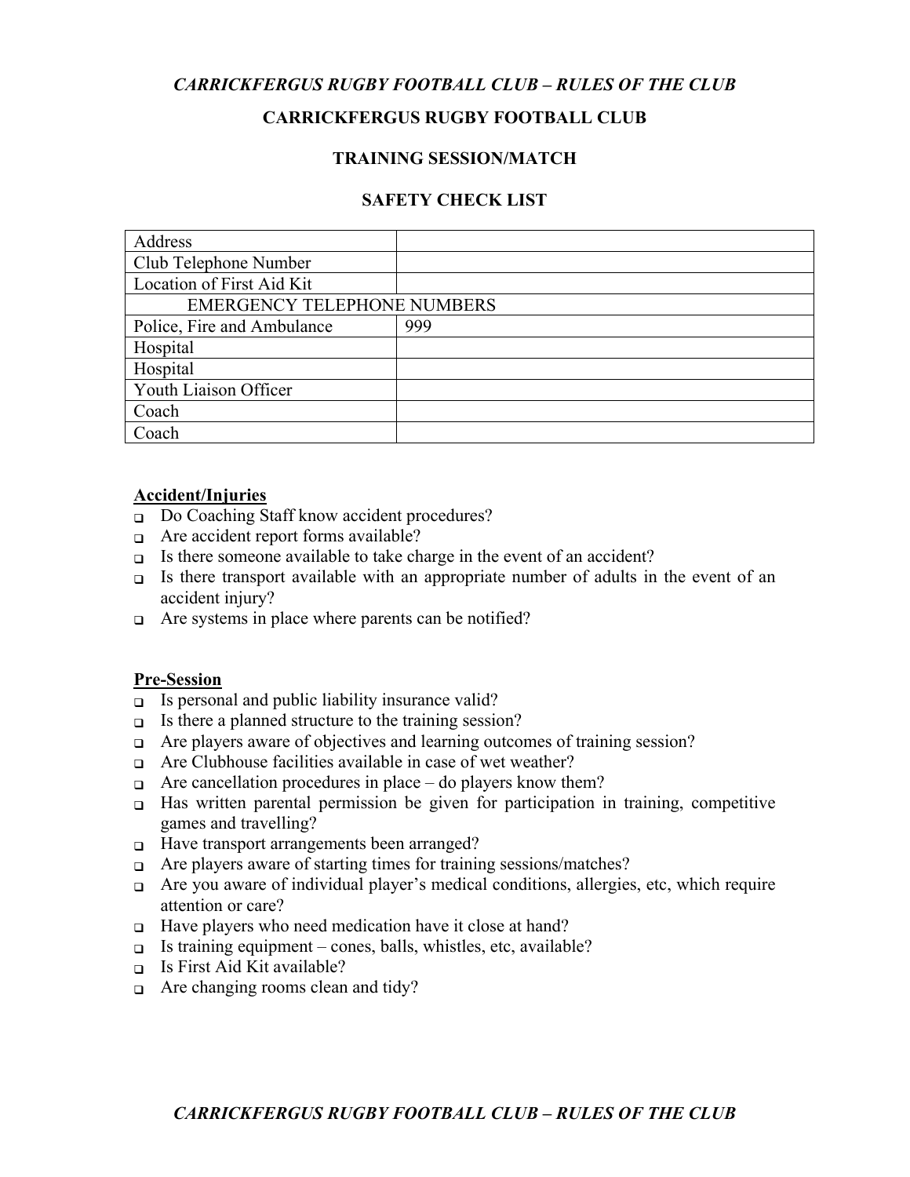## CARRICKFERGUS RUGBY FOOTBALL CLUB

### TRAINING SESSION/MATCH

### SAFETY CHECK LIST

| Address | |
|---|---|
| Club Telephone Number | |
| Location of First Aid Kit | |
| EMERGENCY TELEPHONE NUMBERS | |
| Police, Fire and Ambulance | 999 |
| Hospital | |
| Hospital | |
| Youth Liaison Officer | |
| Coach | |
| Coach | |

**Accident/Injuries**

- ❑ Do Coaching Staff know accident procedures?
- ❑ Are accident report forms available?
- ❑ Is there someone available to take charge in the event of an accident?
- ❑ Is there transport available with an appropriate number of adults in the event of an accident injury?
- ❑ Are systems in place where parents can be notified?

**Pre-Session**

- ❑ Is personal and public liability insurance valid?
- ❑ Is there a planned structure to the training session?
- ❑ Are players aware of objectives and learning outcomes of training session?
- ❑ Are Clubhouse facilities available in case of wet weather?
- ❑ Are cancellation procedures in place – do players know them?
- ❑ Has written parental permission be given for participation in training, competitive games and travelling?
- ❑ Have transport arrangements been arranged?
- ❑ Are players aware of starting times for training sessions/matches?
- ❑ Are you aware of individual player's medical conditions, allergies, etc, which require attention or care?
- ❑ Have players who need medication have it close at hand?
- ❑ Is training equipment – cones, balls, whistles, etc, available?
- ❑ Is First Aid Kit available?
- ❑ Are changing rooms clean and tidy?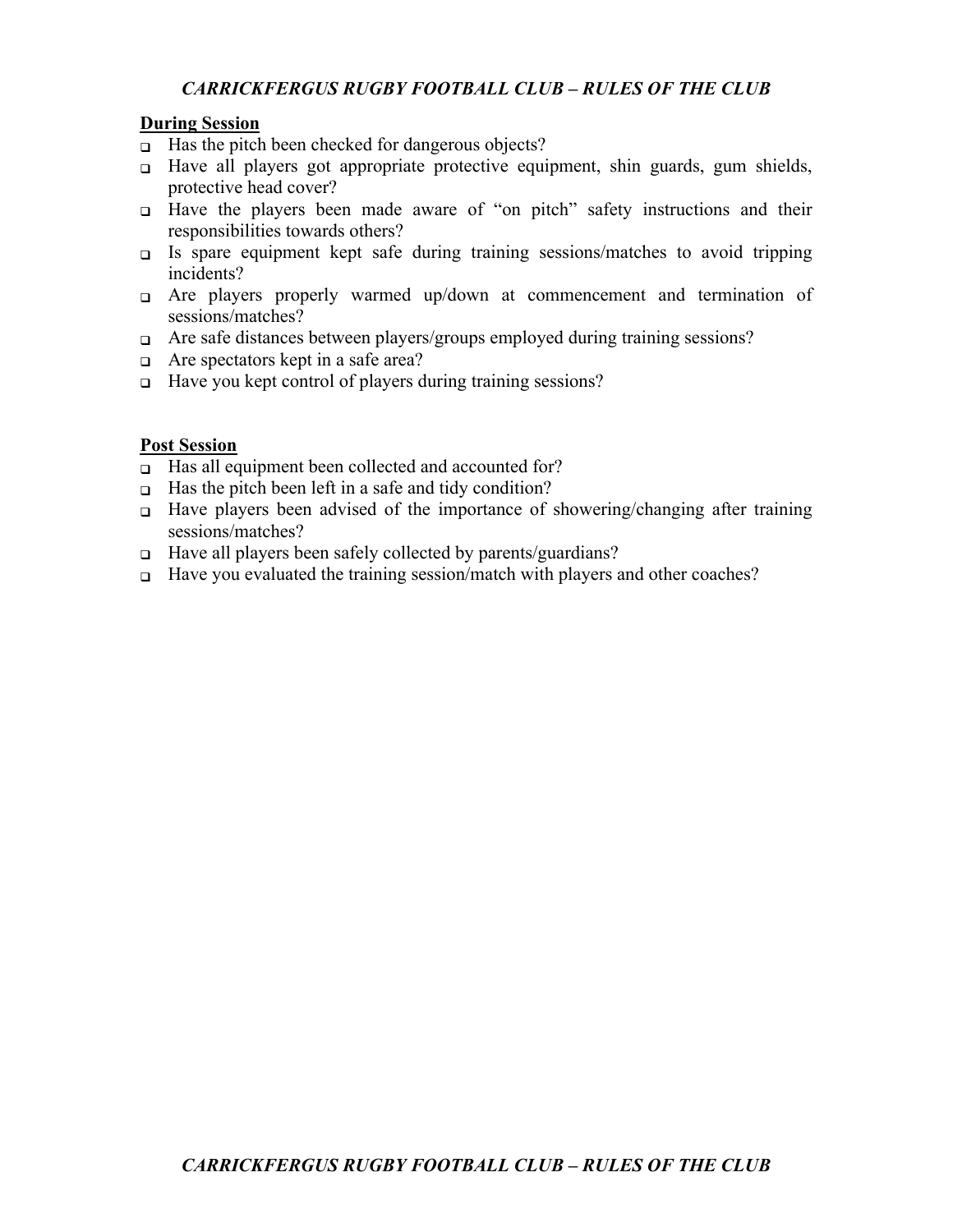**During Session**

- Has the pitch been checked for dangerous objects?
- Have all players got appropriate protective equipment, shin guards, gum shields, protective head cover?
- Have the players been made aware of "on pitch" safety instructions and their responsibilities towards others?
- Is spare equipment kept safe during training sessions/matches to avoid tripping incidents?
- Are players properly warmed up/down at commencement and termination of sessions/matches?
- Are safe distances between players/groups employed during training sessions?
- Are spectators kept in a safe area?
- Have you kept control of players during training sessions?

**Post Session**

- Has all equipment been collected and accounted for?
- Has the pitch been left in a safe and tidy condition?
- Have players been advised of the importance of showering/changing after training sessions/matches?
- Have all players been safely collected by parents/guardians?
- Have you evaluated the training session/match with players and other coaches?